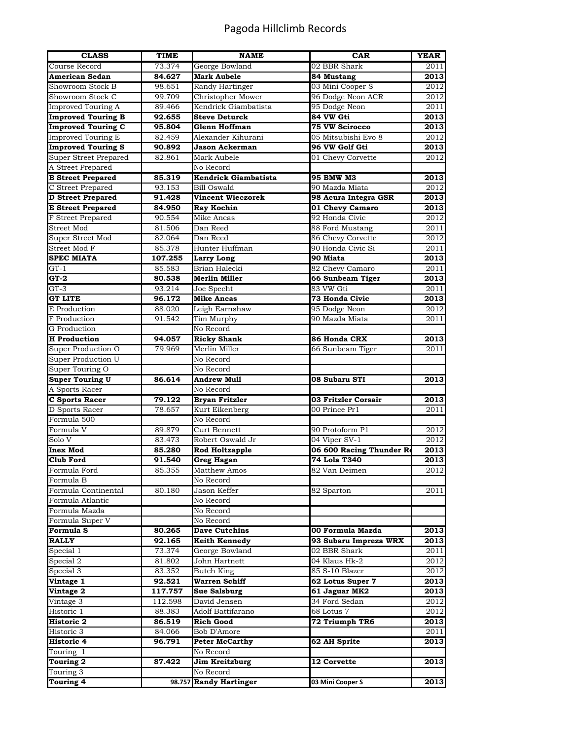# Pagoda Hillclimb Records

| CLASS | TIME | NAME | CAR | YEAR |
|---|---|---|---|---|
| Course Record | 73.374 | George Bowland | 02 BBR Shark | 2011 |
| **American Sedan** | **84.627** | **Mark Aubele** | **84 Mustang** | **2013** |
| Showroom Stock B | 98.651 | Randy Hartinger | 03 Mini Cooper S | 2012 |
| Showroom Stock C | 99.709 | Christopher Mower | 96 Dodge Neon ACR | 2012 |
| Improved Touring A | 89.466 | Kendrick Giambatista | 95 Dodge Neon | 2011 |
| **Improved Touring B** | **92.655** | **Steve Deturck** | **84 VW Gti** | **2013** |
| **Improved Touring C** | **95.804** | **Glenn Hoffman** | **75 VW Scirocco** | **2013** |
| Improved Touring E | 82.459 | Alexander Kihurani | 05 Mitsubishi Evo 8 | 2012 |
| **Improved Touring S** | **90.892** | **Jason Ackerman** | **96 VW Golf Gti** | **2013** |
| Super Street Prepared | 82.861 | Mark Aubele | 01 Chevy Corvette | 2012 |
| A Street Prepared | | No Record | | |
| **B Street Prepared** | **85.319** | **Kendrick Giambatista** | **95 BMW M3** | **2013** |
| C Street Prepared | 93.153 | Bill Oswald | 90 Mazda Miata | 2012 |
| **D Street Prepared** | **91.428** | **Vincent Wieczorek** | **98 Acura Integra GSR** | **2013** |
| **E Street Prepared** | **84.950** | **Ray Kochin** | **01 Chevy Camaro** | **2013** |
| F Street Prepared | 90.554 | Mike Ancas | 92 Honda Civic | 2012 |
| Street Mod | 81.506 | Dan Reed | 88 Ford Mustang | 2011 |
| Super Street Mod | 82.064 | Dan Reed | 86 Chevy Corvette | 2012 |
| Street Mod F | 85.378 | Hunter Huffman | 90 Honda Civic Si | 2011 |
| **SPEC MIATA** | **107.255** | **Larry Long** | **90 Miata** | **2013** |
| GT-1 | 85.583 | Brian Halecki | 82 Chevy Camaro | 2011 |
| **GT-2** | **80.538** | **Merlin Miller** | **66 Sunbeam Tiger** | **2013** |
| GT-3 | 93.214 | Joe Specht | 83 VW Gti | 2011 |
| **GT LITE** | **96.172** | **Mike Ancas** | **73 Honda Civic** | **2013** |
| E Production | 88.020 | Leigh Earnshaw | 95 Dodge Neon | 2012 |
| F Production | 91.542 | Tim Murphy | 90 Mazda Miata | 2011 |
| G Production | | No Record | | |
| **H Production** | **94.057** | **Ricky Shank** | **86 Honda CRX** | **2013** |
| Super Production O | 79.969 | Merlin Miller | 66 Sunbeam Tiger | 2011 |
| Super Production U | | No Record | | |
| Super Touring O | | No Record | | |
| **Super Touring U** | **86.614** | **Andrew Mull** | **08 Subaru STI** | **2013** |
| A Sports Racer | | No Record | | |
| **C Sports Racer** | **79.122** | **Bryan Fritzler** | **03 Fritzler Corsair** | **2013** |
| D Sports Racer | 78.657 | Kurt Eikenberg | 00 Prince Pr1 | 2011 |
| Formula 500 | | No Record | | |
| Formula V | 89.879 | Curt Bennett | 90 Protoform P1 | 2012 |
| Solo V | 83.473 | Robert Oswald Jr | 04 Viper SV-1 | 2012 |
| **Inex Mod** | **85.280** | **Rod Holtzapple** | **06 600 Racing Thunder R** | **2013** |
| **Club Ford** | **91.540** | **Greg Hagan** | **74 Lola T340** | **2013** |
| Formula Ford | 85.355 | Matthew Amos | 82 Van Deimen | 2012 |
| Formula B | | No Record | | |
| Formula Continental | 80.180 | Jason Keffer | 82 Sparton | 2011 |
| Formula Atlantic | | No Record | | |
| Formula Mazda | | No Record | | |
| Formula Super V | | No Record | | |
| **Formula S** | **80.265** | **Dave Cutchins** | **00 Formula Mazda** | **2013** |
| **RALLY** | **92.165** | **Keith Kennedy** | **93 Subaru Impreza WRX** | **2013** |
| Special 1 | 73.374 | George Bowland | 02 BBR Shark | 2011 |
| Special 2 | 81.802 | John Hartnett | 04 Klaus Hk-2 | 2012 |
| Special 3 | 83.352 | Butch King | 85 S-10 Blazer | 2012 |
| **Vintage 1** | **92.521** | **Warren Schiff** | **62 Lotus Super 7** | **2013** |
| **Vintage 2** | **117.757** | **Sue Salsburg** | **61 Jaguar MK2** | **2013** |
| Vintage 3 | 112.598 | David Jensen | 34 Ford Sedan | 2012 |
| Historic 1 | 88.383 | Adolf Battifarano | 68 Lotus 7 | 2012 |
| **Historic 2** | **86.519** | **Rich Good** | **72 Triumph TR6** | **2013** |
| Historic 3 | 84.066 | Bob D'Amore | | 2011 |
| **Historic 4** | **96.791** | **Peter McCarthy** | **62 AH Sprite** | **2013** |
| Touring 1 | | No Record | | |
| **Touring 2** | **87.422** | **Jim Kreitzburg** | **12 Corvette** | **2013** |
| Touring 3 | | No Record | | |
| **Touring 4** | **98.757** | **Randy Hartinger** | **03 Mini Cooper S** | **2013** |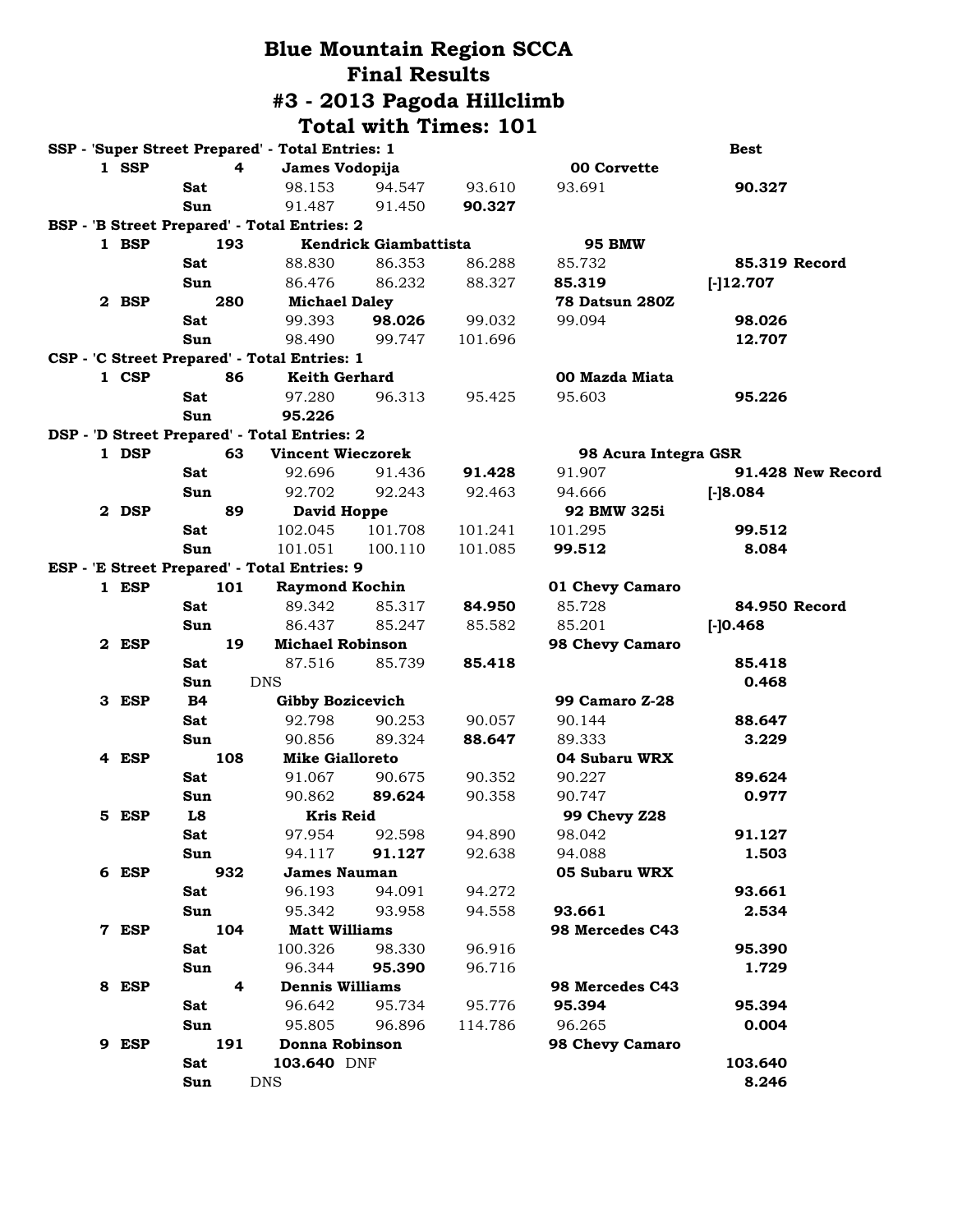# Blue Mountain Region SCCA
# Final Results
# #3 - 2013 Pagoda Hillclimb
# Total with Times: 101

**SSP - 'Super Street Prepared' - Total Entries: 1**

| Pos | Class | No. | Driver / Day | Run 1 | Run 2 | Run 3 | Run 4 | Best |
|---|---|---|---|---|---|---|---|---|
| 1 | SSP | 4 | **James Vodopija** | | | | **00 Corvette** | |
| | | | Sat | 98.153 | 94.547 | 93.610 | 93.691 | **90.327** |
| | | | Sun | 91.487 | 91.450 | **90.327** | | |

**BSP - 'B Street Prepared' - Total Entries: 2**

| Pos | Class | No. | Driver / Day | Run 1 | Run 2 | Run 3 | Run 4 | Best |
|---|---|---|---|---|---|---|---|---|
| 1 | BSP | 193 | **Kendrick Giambattista** | | | | **95 BMW** | |
| | | | Sat | 88.830 | 86.353 | 86.288 | 85.732 | **85.319 Record** |
| | | | Sun | 86.476 | 86.232 | 88.327 | **85.319** | **[-]12.707** |
| 2 | BSP | 280 | **Michael Daley** | | | | **78 Datsun 280Z** | |
| | | | Sat | 99.393 | **98.026** | 99.032 | 99.094 | **98.026** |
| | | | Sun | 98.490 | 99.747 | 101.696 | | **12.707** |

**CSP - 'C Street Prepared' - Total Entries: 1**

| Pos | Class | No. | Driver / Day | Run 1 | Run 2 | Run 3 | Run 4 | Best |
|---|---|---|---|---|---|---|---|---|
| 1 | CSP | 86 | **Keith Gerhard** | | | | **00 Mazda Miata** | |
| | | | Sat | 97.280 | 96.313 | 95.425 | 95.603 | **95.226** |
| | | | Sun | **95.226** | | | | |

**DSP - 'D Street Prepared' - Total Entries: 2**

| Pos | Class | No. | Driver / Day | Run 1 | Run 2 | Run 3 | Run 4 | Best |
|---|---|---|---|---|---|---|---|---|
| 1 | DSP | 63 | **Vincent Wieczorek** | | | | **98 Acura Integra GSR** | |
| | | | Sat | 92.696 | 91.436 | **91.428** | 91.907 | **91.428 New Record** |
| | | | Sun | 92.702 | 92.243 | 92.463 | 94.666 | **[-]8.084** |
| 2 | DSP | 89 | **David Hoppe** | | | | **92 BMW 325i** | |
| | | | Sat | 102.045 | 101.708 | 101.241 | 101.295 | **99.512** |
| | | | Sun | 101.051 | 100.110 | 101.085 | **99.512** | **8.084** |

**ESP - 'E Street Prepared' - Total Entries: 9**

| Pos | Class | No. | Driver / Day | Run 1 | Run 2 | Run 3 | Run 4 | Best |
|---|---|---|---|---|---|---|---|---|
| 1 | ESP | 101 | **Raymond Kochin** | | | | **01 Chevy Camaro** | |
| | | | Sat | 89.342 | 85.317 | **84.950** | 85.728 | **84.950 Record** |
| | | | Sun | 86.437 | 85.247 | 85.582 | 85.201 | **[-]0.468** |
| 2 | ESP | 19 | **Michael Robinson** | | | | **98 Chevy Camaro** | |
| | | | Sat | 87.516 | 85.739 | **85.418** | | **85.418** |
| | | | Sun | DNS | | | | **0.468** |
| 3 | ESP | B4 | **Gibby Bozicevich** | | | | **99 Camaro Z-28** | |
| | | | Sat | 92.798 | 90.253 | 90.057 | 90.144 | **88.647** |
| | | | Sun | 90.856 | 89.324 | **88.647** | 89.333 | **3.229** |
| 4 | ESP | 108 | **Mike Gialloreto** | | | | **04 Subaru WRX** | |
| | | | Sat | 91.067 | 90.675 | 90.352 | 90.227 | **89.624** |
| | | | Sun | 90.862 | **89.624** | 90.358 | 90.747 | **0.977** |
| 5 | ESP | L8 | **Kris Reid** | | | | **99 Chevy Z28** | |
| | | | Sat | 97.954 | 92.598 | 94.890 | 98.042 | **91.127** |
| | | | Sun | 94.117 | **91.127** | 92.638 | 94.088 | **1.503** |
| 6 | ESP | 932 | **James Nauman** | | | | **05 Subaru WRX** | |
| | | | Sat | 96.193 | 94.091 | 94.272 | | **93.661** |
| | | | Sun | 95.342 | 93.958 | 94.558 | **93.661** | **2.534** |
| 7 | ESP | 104 | **Matt Williams** | | | | **98 Mercedes C43** | |
| | | | Sat | 100.326 | 98.330 | 96.916 | | **95.390** |
| | | | Sun | 96.344 | **95.390** | 96.716 | | **1.729** |
| 8 | ESP | 4 | **Dennis Williams** | | | | **98 Mercedes C43** | |
| | | | Sat | 96.642 | 95.734 | 95.776 | **95.394** | **95.394** |
| | | | Sun | 95.805 | 96.896 | 114.786 | 96.265 | **0.004** |
| 9 | ESP | 191 | **Donna Robinson** | | | | **98 Chevy Camaro** | |
| | | | Sat | **103.640** DNF | | | | **103.640** |
| | | | Sun | DNS | | | | **8.246** |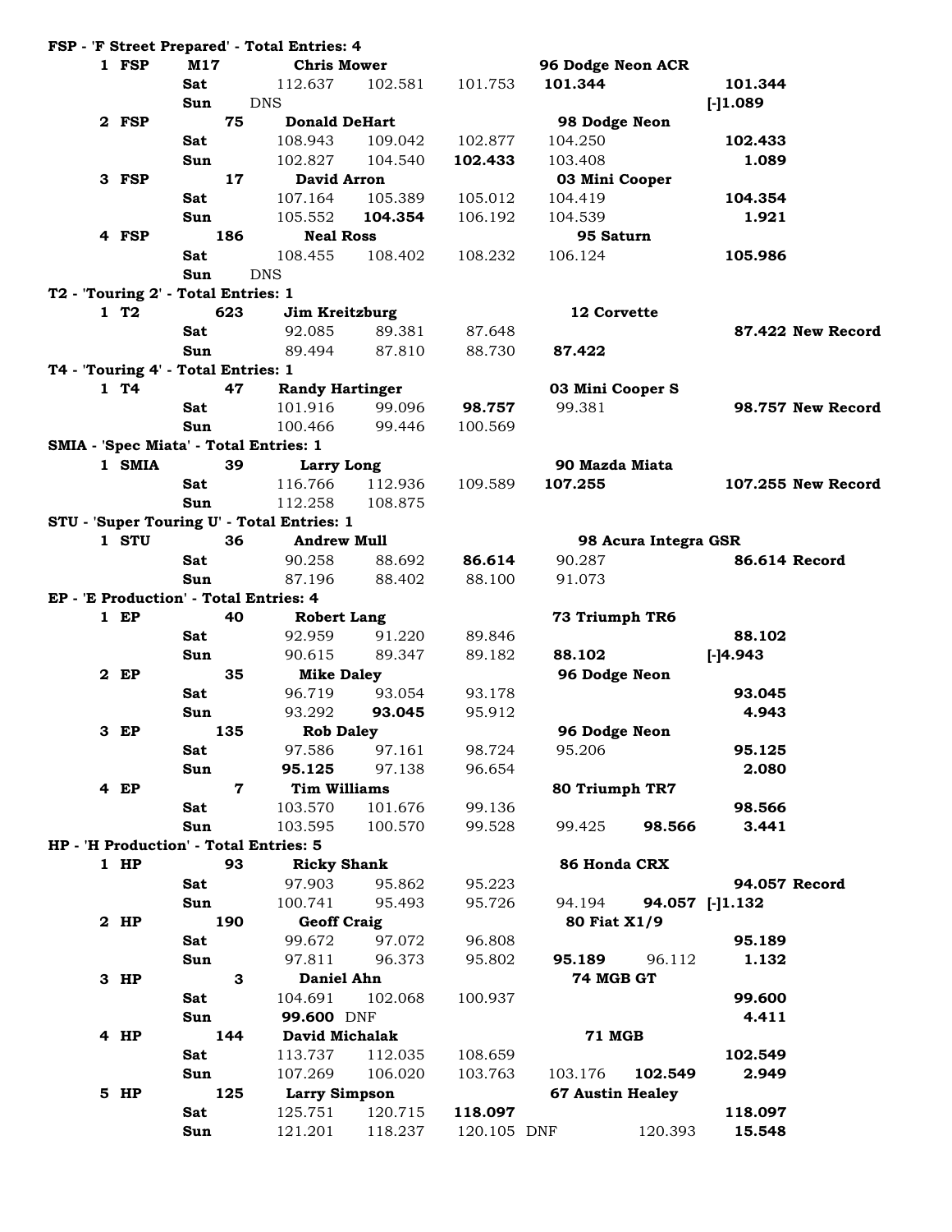**FSP - 'F Street Prepared' - Total Entries: 4**

| Pos | Class | No. | Driver | Car | Day | Run 1 | Run 2 | Run 3 | Run 4 | Run 5 | Result | Note |
|---|---|---|---|---|---|---|---|---|---|---|---|---|
| 1 | FSP | M17 | Chris Mower | 96 Dodge Neon ACR | | | | | | | | |
| | | | | | Sat | 112.637 | 102.581 | 101.753 | **101.344** | | 101.344 | |
| | | | | | Sun | DNS | | | | | [-]1.089 | |
| 2 | FSP | 75 | Donald DeHart | 98 Dodge Neon | | | | | | | | |
| | | | | | Sat | 108.943 | 109.042 | 102.877 | 104.250 | | 102.433 | |
| | | | | | Sun | 102.827 | 104.540 | **102.433** | 103.408 | | 1.089 | |
| 3 | FSP | 17 | David Arron | 03 Mini Cooper | | | | | | | | |
| | | | | | Sat | 107.164 | 105.389 | 105.012 | 104.419 | | 104.354 | |
| | | | | | Sun | 105.552 | **104.354** | 106.192 | 104.539 | | 1.921 | |
| 4 | FSP | 186 | Neal Ross | 95 Saturn | | | | | | | | |
| | | | | | Sat | 108.455 | 108.402 | 108.232 | 106.124 | | 105.986 | |
| | | | | | Sun | DNS | | | | | | |

**T2 - 'Touring 2' - Total Entries: 1**

| Pos | Class | No. | Driver | Car | Day | Run 1 | Run 2 | Run 3 | Run 4 | Run 5 | Result | Note |
|---|---|---|---|---|---|---|---|---|---|---|---|---|
| 1 | T2 | 623 | Jim Kreitzburg | 12 Corvette | | | | | | | | |
| | | | | | Sat | 92.085 | 89.381 | 87.648 | | | 87.422 | New Record |
| | | | | | Sun | 89.494 | 87.810 | 88.730 | **87.422** | | | |

**T4 - 'Touring 4' - Total Entries: 1**

| Pos | Class | No. | Driver | Car | Day | Run 1 | Run 2 | Run 3 | Run 4 | Run 5 | Result | Note |
|---|---|---|---|---|---|---|---|---|---|---|---|---|
| 1 | T4 | 47 | Randy Hartinger | 03 Mini Cooper S | | | | | | | | |
| | | | | | Sat | 101.916 | 99.096 | **98.757** | 99.381 | | 98.757 | New Record |
| | | | | | Sun | 100.466 | 99.446 | 100.569 | | | | |

**SMIA - 'Spec Miata' - Total Entries: 1**

| Pos | Class | No. | Driver | Car | Day | Run 1 | Run 2 | Run 3 | Run 4 | Run 5 | Result | Note |
|---|---|---|---|---|---|---|---|---|---|---|---|---|
| 1 | SMIA | 39 | Larry Long | 90 Mazda Miata | | | | | | | | |
| | | | | | Sat | 116.766 | 112.936 | 109.589 | **107.255** | | 107.255 | New Record |
| | | | | | Sun | 112.258 | 108.875 | | | | | |

**STU - 'Super Touring U' - Total Entries: 1**

| Pos | Class | No. | Driver | Car | Day | Run 1 | Run 2 | Run 3 | Run 4 | Run 5 | Result | Note |
|---|---|---|---|---|---|---|---|---|---|---|---|---|
| 1 | STU | 36 | Andrew Mull | 98 Acura Integra GSR | | | | | | | | |
| | | | | | Sat | 90.258 | 88.692 | **86.614** | 90.287 | | 86.614 | Record |
| | | | | | Sun | 87.196 | 88.402 | 88.100 | 91.073 | | | |

**EP - 'E Production' - Total Entries: 4**

| Pos | Class | No. | Driver | Car | Day | Run 1 | Run 2 | Run 3 | Run 4 | Run 5 | Result | Note |
|---|---|---|---|---|---|---|---|---|---|---|---|---|
| 1 | EP | 40 | Robert Lang | 73 Triumph TR6 | | | | | | | | |
| | | | | | Sat | 92.959 | 91.220 | 89.846 | | | 88.102 | |
| | | | | | Sun | 90.615 | 89.347 | 89.182 | **88.102** | | [-]4.943 | |
| 2 | EP | 35 | Mike Daley | 96 Dodge Neon | | | | | | | | |
| | | | | | Sat | 96.719 | 93.054 | 93.178 | | | 93.045 | |
| | | | | | Sun | 93.292 | **93.045** | 95.912 | | | 4.943 | |
| 3 | EP | 135 | Rob Daley | 96 Dodge Neon | | | | | | | | |
| | | | | | Sat | 97.586 | 97.161 | 98.724 | 95.206 | | 95.125 | |
| | | | | | Sun | **95.125** | 97.138 | 96.654 | | | 2.080 | |
| 4 | EP | 7 | Tim Williams | 80 Triumph TR7 | | | | | | | | |
| | | | | | Sat | 103.570 | 101.676 | 99.136 | | | 98.566 | |
| | | | | | Sun | 103.595 | 100.570 | 99.528 | 99.425 | **98.566** | 3.441 | |

**HP - 'H Production' - Total Entries: 5**

| Pos | Class | No. | Driver | Car | Day | Run 1 | Run 2 | Run 3 | Run 4 | Run 5 | Result | Note |
|---|---|---|---|---|---|---|---|---|---|---|---|---|
| 1 | HP | 93 | Ricky Shank | 86 Honda CRX | | | | | | | | |
| | | | | | Sat | 97.903 | 95.862 | 95.223 | | | 94.057 | Record |
| | | | | | Sun | 100.741 | 95.493 | 95.726 | 94.194 | **94.057** | [-]1.132 | |
| 2 | HP | 190 | Geoff Craig | 80 Fiat X1/9 | | | | | | | | |
| | | | | | Sat | 99.672 | 97.072 | 96.808 | | | 95.189 | |
| | | | | | Sun | 97.811 | 96.373 | 95.802 | **95.189** | 96.112 | 1.132 | |
| 3 | HP | 3 | Daniel Ahn | 74 MGB GT | | | | | | | | |
| | | | | | Sat | 104.691 | 102.068 | 100.937 | | | 99.600 | |
| | | | | | Sun | **99.600** | DNF | | | | 4.411 | |
| 4 | HP | 144 | David Michalak | 71 MGB | | | | | | | | |
| | | | | | Sat | 113.737 | 112.035 | 108.659 | | | 102.549 | |
| | | | | | Sun | 107.269 | 106.020 | 103.763 | 103.176 | **102.549** | 2.949 | |
| 5 | HP | 125 | Larry Simpson | 67 Austin Healey | | | | | | | | |
| | | | | | Sat | 125.751 | 120.715 | **118.097** | | | 118.097 | |
| | | | | | Sun | 121.201 | 118.237 | 120.105 | DNF | 120.393 | 15.548 | |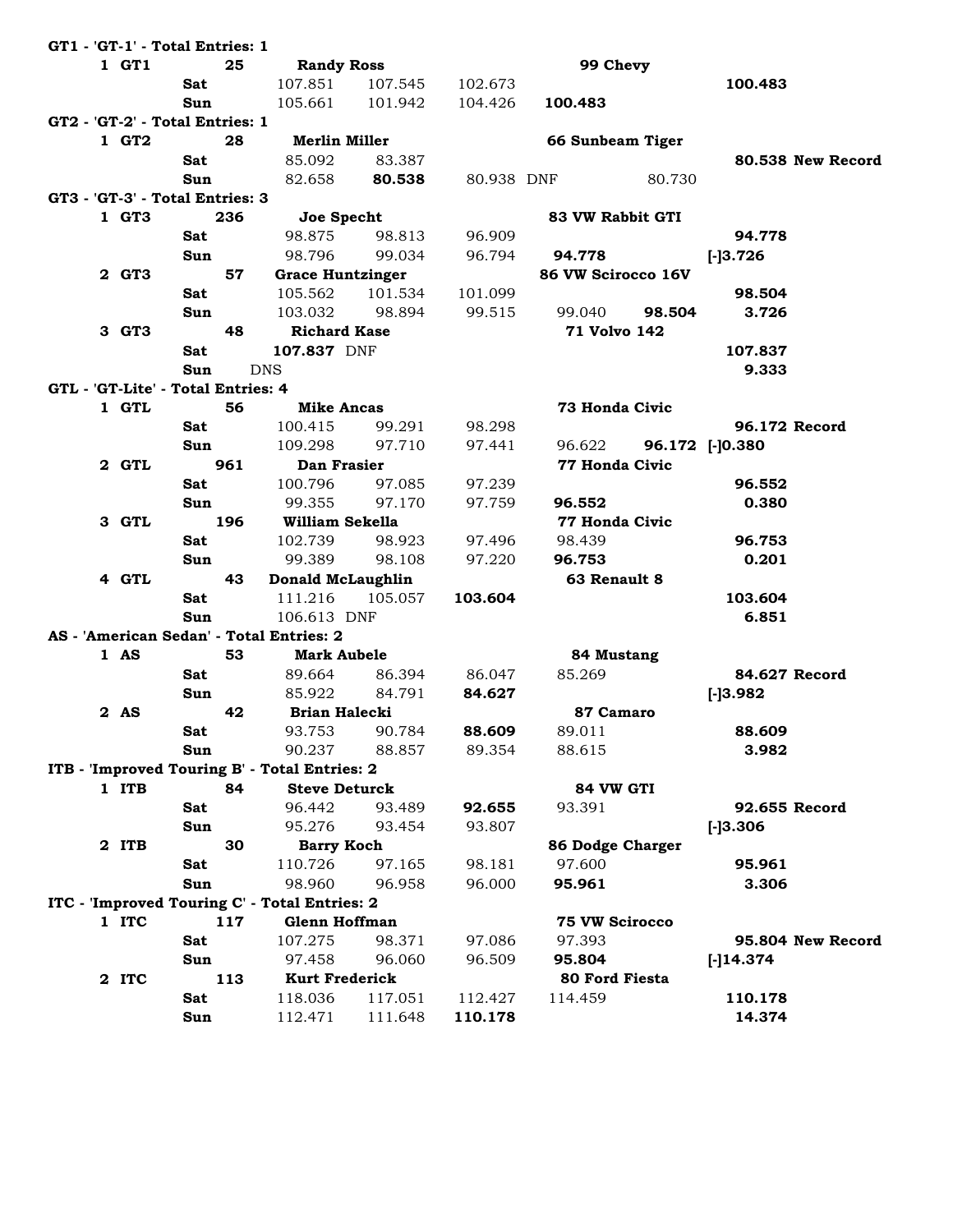**GT1 - 'GT-1' - Total Entries: 1**

| Pos | Class | No. | Driver / Day | Run 1 | Run 2 | Run 3 | Run 4 | Run 5 | Best / Diff |
|---|---|---|---|---|---|---|---|---|---|
| **1** | **GT1** | **25** | **Randy Ross** | | | | **99 Chevy** | | |
| | | | **Sat** | 107.851 | 107.545 | 102.673 | | | **100.483** |
| | | | **Sun** | 105.661 | 101.942 | 104.426 | **100.483** | | |

**GT2 - 'GT-2' - Total Entries: 1**

| Pos | Class | No. | Driver / Day | Run 1 | Run 2 | Run 3 | Run 4 | Run 5 | Best / Diff |
|---|---|---|---|---|---|---|---|---|---|
| **1** | **GT2** | **28** | **Merlin Miller** | | | | **66 Sunbeam Tiger** | | |
| | | | **Sat** | 85.092 | 83.387 | | | | **80.538 New Record** |
| | | | **Sun** | 82.658 | **80.538** | 80.938 DNF | | 80.730 | |

**GT3 - 'GT-3' - Total Entries: 3**

| Pos | Class | No. | Driver / Day | Run 1 | Run 2 | Run 3 | Run 4 | Run 5 | Best / Diff |
|---|---|---|---|---|---|---|---|---|---|
| **1** | **GT3** | **236** | **Joe Specht** | | | | **83 VW Rabbit GTI** | | |
| | | | **Sat** | 98.875 | 98.813 | 96.909 | | | **94.778** |
| | | | **Sun** | 98.796 | 99.034 | 96.794 | **94.778** | | **[-]3.726** |
| **2** | **GT3** | **57** | **Grace Huntzinger** | | | | **86 VW Scirocco 16V** | | |
| | | | **Sat** | 105.562 | 101.534 | 101.099 | | | **98.504** |
| | | | **Sun** | 103.032 | 98.894 | 99.515 | 99.040 | **98.504** | **3.726** |
| **3** | **GT3** | **48** | **Richard Kase** | | | | **71 Volvo 142** | | |
| | | | **Sat** | **107.837** DNF | | | | | **107.837** |
| | | | **Sun** | DNS | | | | | **9.333** |

**GTL - 'GT-Lite' - Total Entries: 4**

| Pos | Class | No. | Driver / Day | Run 1 | Run 2 | Run 3 | Run 4 | Run 5 | Best / Diff |
|---|---|---|---|---|---|---|---|---|---|
| **1** | **GTL** | **56** | **Mike Ancas** | | | | **73 Honda Civic** | | |
| | | | **Sat** | 100.415 | 99.291 | 98.298 | | | **96.172 Record** |
| | | | **Sun** | 109.298 | 97.710 | 97.441 | 96.622 | **96.172** | **[-]0.380** |
| **2** | **GTL** | **961** | **Dan Frasier** | | | | **77 Honda Civic** | | |
| | | | **Sat** | 100.796 | 97.085 | 97.239 | | | **96.552** |
| | | | **Sun** | 99.355 | 97.170 | 97.759 | **96.552** | | **0.380** |
| **3** | **GTL** | **196** | **William Sekella** | | | | **77 Honda Civic** | | |
| | | | **Sat** | 102.739 | 98.923 | 97.496 | 98.439 | | **96.753** |
| | | | **Sun** | 99.389 | 98.108 | 97.220 | **96.753** | | **0.201** |
| **4** | **GTL** | **43** | **Donald McLaughlin** | | | | **63 Renault 8** | | |
| | | | **Sat** | 111.216 | 105.057 | **103.604** | | | **103.604** |
| | | | **Sun** | 106.613 DNF | | | | | **6.851** |

**AS - 'American Sedan' - Total Entries: 2**

| Pos | Class | No. | Driver / Day | Run 1 | Run 2 | Run 3 | Run 4 | Run 5 | Best / Diff |
|---|---|---|---|---|---|---|---|---|---|
| **1** | **AS** | **53** | **Mark Aubele** | | | | **84 Mustang** | | |
| | | | **Sat** | 89.664 | 86.394 | 86.047 | 85.269 | | **84.627 Record** |
| | | | **Sun** | 85.922 | 84.791 | **84.627** | | | **[-]3.982** |
| **2** | **AS** | **42** | **Brian Halecki** | | | | **87 Camaro** | | |
| | | | **Sat** | 93.753 | 90.784 | **88.609** | 89.011 | | **88.609** |
| | | | **Sun** | 90.237 | 88.857 | 89.354 | 88.615 | | **3.982** |

**ITB - 'Improved Touring B' - Total Entries: 2**

| Pos | Class | No. | Driver / Day | Run 1 | Run 2 | Run 3 | Run 4 | Run 5 | Best / Diff |
|---|---|---|---|---|---|---|---|---|---|
| **1** | **ITB** | **84** | **Steve Deturck** | | | | **84 VW GTI** | | |
| | | | **Sat** | 96.442 | 93.489 | **92.655** | 93.391 | | **92.655 Record** |
| | | | **Sun** | 95.276 | 93.454 | 93.807 | | | **[-]3.306** |
| **2** | **ITB** | **30** | **Barry Koch** | | | | **86 Dodge Charger** | | |
| | | | **Sat** | 110.726 | 97.165 | 98.181 | 97.600 | | **95.961** |
| | | | **Sun** | 98.960 | 96.958 | 96.000 | **95.961** | | **3.306** |

**ITC - 'Improved Touring C' - Total Entries: 2**

| Pos | Class | No. | Driver / Day | Run 1 | Run 2 | Run 3 | Run 4 | Run 5 | Best / Diff |
|---|---|---|---|---|---|---|---|---|---|
| **1** | **ITC** | **117** | **Glenn Hoffman** | | | | **75 VW Scirocco** | | |
| | | | **Sat** | 107.275 | 98.371 | 97.086 | 97.393 | | **95.804 New Record** |
| | | | **Sun** | 97.458 | 96.060 | 96.509 | **95.804** | | **[-]14.374** |
| **2** | **ITC** | **113** | **Kurt Frederick** | | | | **80 Ford Fiesta** | | |
| | | | **Sat** | 118.036 | 117.051 | 112.427 | 114.459 | | **110.178** |
| | | | **Sun** | 112.471 | 111.648 | **110.178** | | | **14.374** |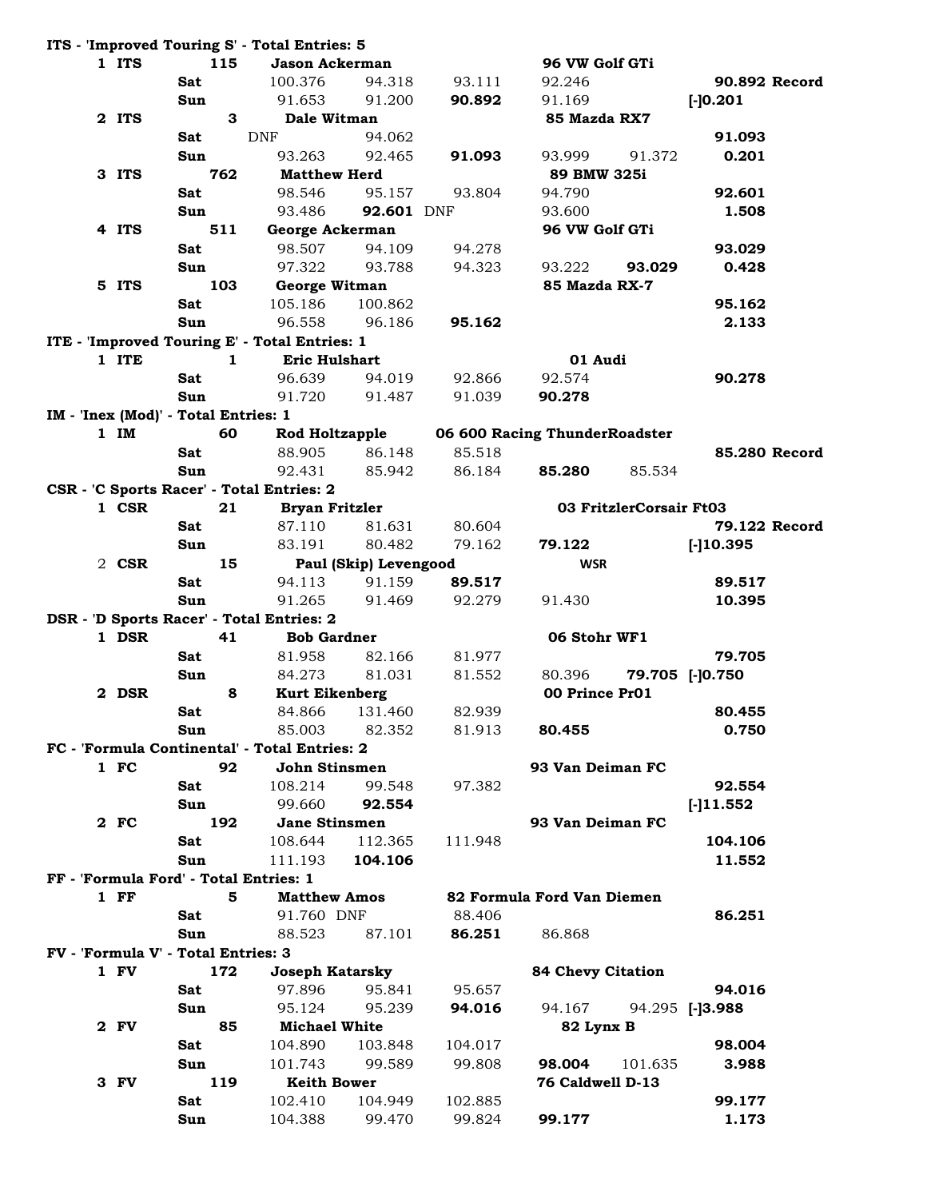**ITS - 'Improved Touring S' - Total Entries: 5**

| Pos | Class | No. | Driver / Day | Lap 1 | Lap 2 | Lap 3 | Lap 4 | Lap 5 | Best / Diff | |
|---|---|---|---|---|---|---|---|---|---|---|
| 1 | ITS | 115 | **Jason Ackerman** | | | | **96 VW Golf GTi** | | | |
| | | | **Sat** | 100.376 | 94.318 | 93.111 | 92.246 | | **90.892** | **Record** |
| | | | **Sun** | 91.653 | 91.200 | **90.892** | 91.169 | | **[-]0.201** | |
| 2 | ITS | 3 | **Dale Witman** | | | | **85 Mazda RX7** | | | |
| | | | **Sat** | DNF | 94.062 | | | | **91.093** | |
| | | | **Sun** | 93.263 | 92.465 | **91.093** | 93.999 | 91.372 | **0.201** | |
| 3 | ITS | 762 | **Matthew Herd** | | | | **89 BMW 325i** | | | |
| | | | **Sat** | 98.546 | 95.157 | 93.804 | 94.790 | | **92.601** | |
| | | | **Sun** | 93.486 | **92.601** | DNF | 93.600 | | **1.508** | |
| 4 | ITS | 511 | **George Ackerman** | | | | **96 VW Golf GTi** | | | |
| | | | **Sat** | 98.507 | 94.109 | 94.278 | | | **93.029** | |
| | | | **Sun** | 97.322 | 93.788 | 94.323 | 93.222 | **93.029** | **0.428** | |
| 5 | ITS | 103 | **George Witman** | | | | **85 Mazda RX-7** | | | |
| | | | **Sat** | 105.186 | 100.862 | | | | **95.162** | |
| | | | **Sun** | 96.558 | 96.186 | **95.162** | | | **2.133** | |

**ITE - 'Improved Touring E' - Total Entries: 1**

| Pos | Class | No. | Driver / Day | Lap 1 | Lap 2 | Lap 3 | Lap 4 | Lap 5 | Best / Diff | |
|---|---|---|---|---|---|---|---|---|---|---|
| 1 | ITE | 1 | **Eric Hulshart** | | | | **01 Audi** | | | |
| | | | **Sat** | 96.639 | 94.019 | 92.866 | 92.574 | | **90.278** | |
| | | | **Sun** | 91.720 | 91.487 | 91.039 | **90.278** | | | |

**IM - 'Inex (Mod)' - Total Entries: 1**

| Pos | Class | No. | Driver / Day | Lap 1 | Lap 2 | Lap 3 | Lap 4 | Lap 5 | Best / Diff | |
|---|---|---|---|---|---|---|---|---|---|---|
| 1 | IM | 60 | **Rod Holtzapple** | | | **06 600 Racing ThunderRoadster** | | | | |
| | | | **Sat** | 88.905 | 86.148 | 85.518 | | | **85.280** | **Record** |
| | | | **Sun** | 92.431 | 85.942 | 86.184 | **85.280** | 85.534 | | |

**CSR - 'C Sports Racer' - Total Entries: 2**

| Pos | Class | No. | Driver / Day | Lap 1 | Lap 2 | Lap 3 | Lap 4 | Lap 5 | Best / Diff | |
|---|---|---|---|---|---|---|---|---|---|---|
| 1 | CSR | 21 | **Bryan Fritzler** | | | | **03 FritzlerCorsair Ft03** | | | |
| | | | **Sat** | 87.110 | 81.631 | 80.604 | | | **79.122** | **Record** |
| | | | **Sun** | 83.191 | 80.482 | 79.162 | **79.122** | | **[-]10.395** | |
| 2 | CSR | 15 | **Paul (Skip) Levengood** | | | | **WSR** | | | |
| | | | **Sat** | 94.113 | 91.159 | **89.517** | | | **89.517** | |
| | | | **Sun** | 91.265 | 91.469 | 92.279 | 91.430 | | **10.395** | |

**DSR - 'D Sports Racer' - Total Entries: 2**

| Pos | Class | No. | Driver / Day | Lap 1 | Lap 2 | Lap 3 | Lap 4 | Lap 5 | Best / Diff | |
|---|---|---|---|---|---|---|---|---|---|---|
| 1 | DSR | 41 | **Bob Gardner** | | | | **06 Stohr WF1** | | | |
| | | | **Sat** | 81.958 | 82.166 | 81.977 | | | **79.705** | |
| | | | **Sun** | 84.273 | 81.031 | 81.552 | 80.396 | **79.705** | **[-]0.750** | |
| 2 | DSR | 8 | **Kurt Eikenberg** | | | | **00 Prince Pr01** | | | |
| | | | **Sat** | 84.866 | 131.460 | 82.939 | | | **80.455** | |
| | | | **Sun** | 85.003 | 82.352 | 81.913 | **80.455** | | **0.750** | |

**FC - 'Formula Continental' - Total Entries: 2**

| Pos | Class | No. | Driver / Day | Lap 1 | Lap 2 | Lap 3 | Lap 4 | Lap 5 | Best / Diff | |
|---|---|---|---|---|---|---|---|---|---|---|
| 1 | FC | 92 | **John Stinsmen** | | | | **93 Van Deiman FC** | | | |
| | | | **Sat** | 108.214 | 99.548 | 97.382 | | | **92.554** | |
| | | | **Sun** | 99.660 | **92.554** | | | | **[-]11.552** | |
| 2 | FC | 192 | **Jane Stinsmen** | | | | **93 Van Deiman FC** | | | |
| | | | **Sat** | 108.644 | 112.365 | 111.948 | | | **104.106** | |
| | | | **Sun** | 111.193 | **104.106** | | | | **11.552** | |

**FF - 'Formula Ford' - Total Entries: 1**

| Pos | Class | No. | Driver / Day | Lap 1 | Lap 2 | Lap 3 | Lap 4 | Lap 5 | Best / Diff | |
|---|---|---|---|---|---|---|---|---|---|---|
| 1 | FF | 5 | **Matthew Amos** | | | **82 Formula Ford Van Diemen** | | | | |
| | | | **Sat** | 91.760 | DNF | 88.406 | | | **86.251** | |
| | | | **Sun** | 88.523 | 87.101 | **86.251** | 86.868 | | | |

**FV - 'Formula V' - Total Entries: 3**

| Pos | Class | No. | Driver / Day | Lap 1 | Lap 2 | Lap 3 | Lap 4 | Lap 5 | Best / Diff | |
|---|---|---|---|---|---|---|---|---|---|---|
| 1 | FV | 172 | **Joseph Katarsky** | | | | **84 Chevy Citation** | | | |
| | | | **Sat** | 97.896 | 95.841 | 95.657 | | | **94.016** | |
| | | | **Sun** | 95.124 | 95.239 | **94.016** | 94.167 | 94.295 | **[-]3.988** | |
| 2 | FV | 85 | **Michael White** | | | | **82 Lynx B** | | | |
| | | | **Sat** | 104.890 | 103.848 | 104.017 | | | **98.004** | |
| | | | **Sun** | 101.743 | 99.589 | 99.808 | **98.004** | 101.635 | **3.988** | |
| 3 | FV | 119 | **Keith Bower** | | | | **76 Caldwell D-13** | | | |
| | | | **Sat** | 102.410 | 104.949 | 102.885 | | | **99.177** | |
| | | | **Sun** | 104.388 | 99.470 | 99.824 | **99.177** | | **1.173** | |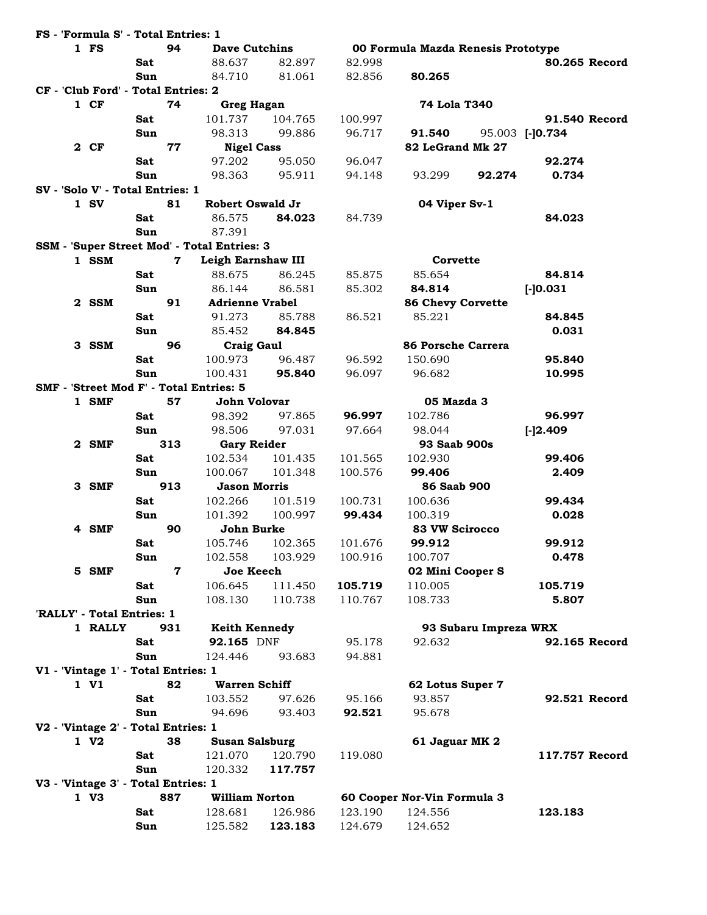**FS - 'Formula S' - Total Entries: 1**

| Pos | Class | No. | Driver / Day | | | | Car | | Best |
|---|---|---|---|---|---|---|---|---|---|
| 1 | FS | 94 | **Dave Cutchins** | | | | **00 Formula Mazda Renesis Prototype** | | |
| | | Sat | 88.637 | 82.897 | 82.998 | | | | **80.265 Record** |
| | | Sun | 84.710 | 81.061 | 82.856 | **80.265** | | | |

**CF - 'Club Ford' - Total Entries: 2**

| Pos | Class | No. | Driver / Day | | | | Car | | Best |
|---|---|---|---|---|---|---|---|---|---|
| 1 | CF | 74 | **Greg Hagan** | | | | **74 Lola T340** | | |
| | | Sat | 101.737 | 104.765 | 100.997 | | | | **91.540 Record** |
| | | Sun | 98.313 | 99.886 | 96.717 | **91.540** | 95.003 | **[-]0.734** | |
| 2 | CF | 77 | **Nigel Cass** | | | | **82 LeGrand Mk 27** | | |
| | | Sat | 97.202 | 95.050 | 96.047 | | | | **92.274** |
| | | Sun | 98.363 | 95.911 | 94.148 | 93.299 | **92.274** | | **0.734** |

**SV - 'Solo V' - Total Entries: 1**

| Pos | Class | No. | Driver / Day | | | | Car | Best |
|---|---|---|---|---|---|---|---|---|
| 1 | SV | 81 | **Robert Oswald Jr** | | | | **04 Viper Sv-1** | |
| | | Sat | 86.575 | **84.023** | 84.739 | | | **84.023** |
| | | Sun | 87.391 | | | | | |

**SSM - 'Super Street Mod' - Total Entries: 3**

| Pos | Class | No. | Driver / Day | | | | Car | Best |
|---|---|---|---|---|---|---|---|---|
| 1 | SSM | 7 | **Leigh Earnshaw III** | | | | **Corvette** | |
| | | Sat | 88.675 | 86.245 | 85.875 | 85.654 | | **84.814** |
| | | Sun | 86.144 | 86.581 | 85.302 | **84.814** | | **[-]0.031** |
| 2 | SSM | 91 | **Adrienne Vrabel** | | | | **86 Chevy Corvette** | |
| | | Sat | 91.273 | 85.788 | 86.521 | 85.221 | | **84.845** |
| | | Sun | 85.452 | **84.845** | | | | **0.031** |
| 3 | SSM | 96 | **Craig Gaul** | | | | **86 Porsche Carrera** | |
| | | Sat | 100.973 | 96.487 | 96.592 | 150.690 | | **95.840** |
| | | Sun | 100.431 | **95.840** | 96.097 | 96.682 | | **10.995** |

**SMF - 'Street Mod F' - Total Entries: 5**

| Pos | Class | No. | Driver / Day | | | | Car | Best |
|---|---|---|---|---|---|---|---|---|
| 1 | SMF | 57 | **John Volovar** | | | | **05 Mazda 3** | |
| | | Sat | 98.392 | 97.865 | **96.997** | 102.786 | | **96.997** |
| | | Sun | 98.506 | 97.031 | 97.664 | 98.044 | | **[-]2.409** |
| 2 | SMF | 313 | **Gary Reider** | | | | **93 Saab 900s** | |
| | | Sat | 102.534 | 101.435 | 101.565 | 102.930 | | **99.406** |
| | | Sun | 100.067 | 101.348 | 100.576 | **99.406** | | **2.409** |
| 3 | SMF | 913 | **Jason Morris** | | | | **86 Saab 900** | |
| | | Sat | 102.266 | 101.519 | 100.731 | 100.636 | | **99.434** |
| | | Sun | 101.392 | 100.997 | **99.434** | 100.319 | | **0.028** |
| 4 | SMF | 90 | **John Burke** | | | | **83 VW Scirocco** | |
| | | Sat | 105.746 | 102.365 | 101.676 | **99.912** | | **99.912** |
| | | Sun | 102.558 | 103.929 | 100.916 | 100.707 | | **0.478** |
| 5 | SMF | 7 | **Joe Keech** | | | | **02 Mini Cooper S** | |
| | | Sat | 106.645 | 111.450 | **105.719** | 110.005 | | **105.719** |
| | | Sun | 108.130 | 110.738 | 110.767 | 108.733 | | **5.807** |

**'RALLY' - Total Entries: 1**

| Pos | Class | No. | Driver / Day | | | | Car | Best |
|---|---|---|---|---|---|---|---|---|
| 1 | RALLY | 931 | **Keith Kennedy** | | | | **93 Subaru Impreza WRX** | |
| | | Sat | **92.165** | DNF | 95.178 | 92.632 | | **92.165 Record** |
| | | Sun | 124.446 | 93.683 | 94.881 | | | |

**V1 - 'Vintage 1' - Total Entries: 1**

| Pos | Class | No. | Driver / Day | | | | Car | Best |
|---|---|---|---|---|---|---|---|---|
| 1 | V1 | 82 | **Warren Schiff** | | | | **62 Lotus Super 7** | |
| | | Sat | 103.552 | 97.626 | 95.166 | 93.857 | | **92.521 Record** |
| | | Sun | 94.696 | 93.403 | **92.521** | 95.678 | | |

**V2 - 'Vintage 2' - Total Entries: 1**

| Pos | Class | No. | Driver / Day | | | | Car | Best |
|---|---|---|---|---|---|---|---|---|
| 1 | V2 | 38 | **Susan Salsburg** | | | | **61 Jaguar MK 2** | |
| | | Sat | 121.070 | 120.790 | 119.080 | | | **117.757 Record** |
| | | Sun | 120.332 | **117.757** | | | | |

**V3 - 'Vintage 3' - Total Entries: 1**

| Pos | Class | No. | Driver / Day | | | | Car | Best |
|---|---|---|---|---|---|---|---|---|
| 1 | V3 | 887 | **William Norton** | | | | **60 Cooper Nor-Vin Formula 3** | |
| | | Sat | 128.681 | 126.986 | 123.190 | 124.556 | | **123.183** |
| | | Sun | 125.582 | **123.183** | 124.679 | 124.652 | | |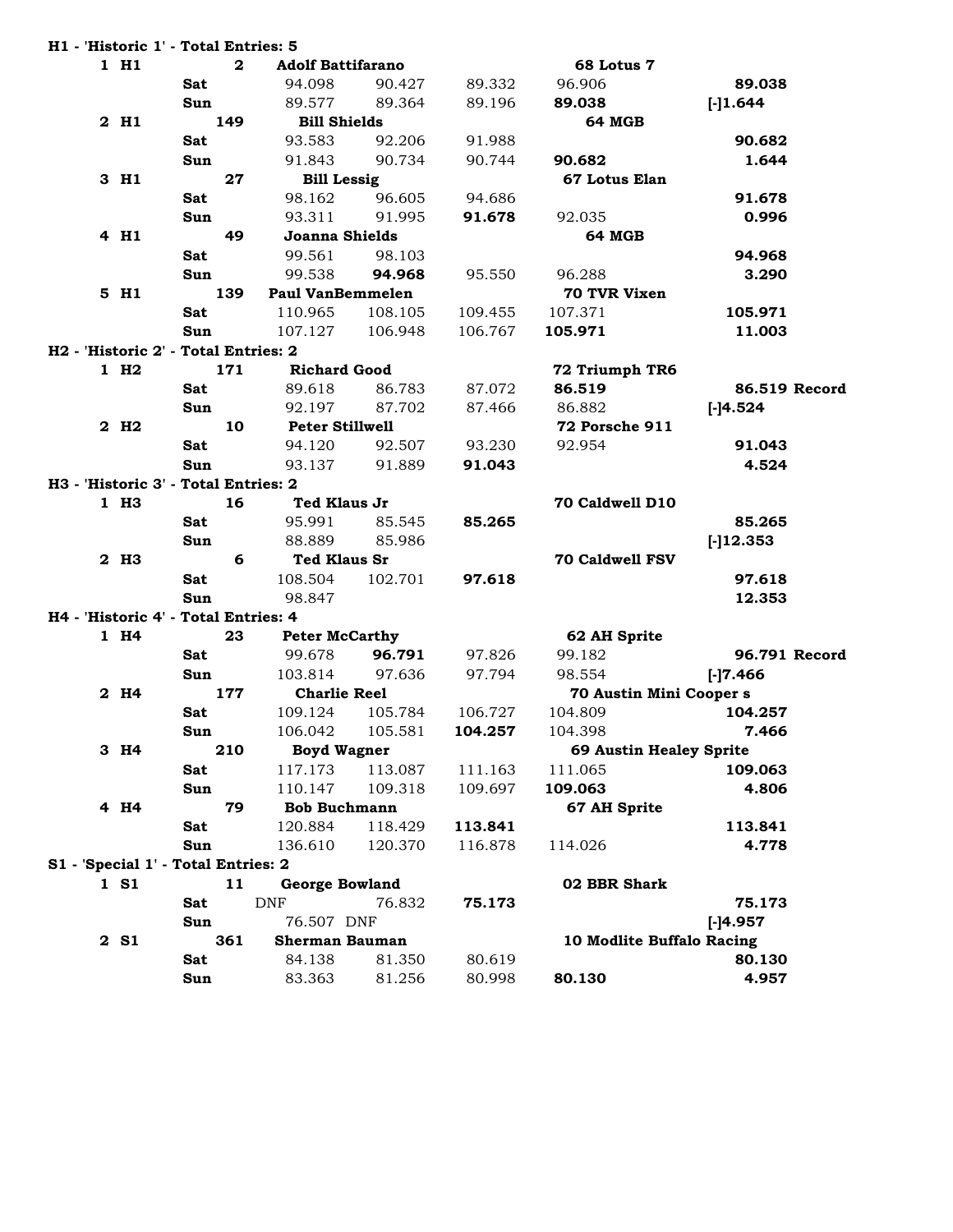**H1 - 'Historic 1' - Total Entries: 5**

| Pos | Class | No. | Driver / Day | Run 1 | Run 2 | Run 3 | Run 4 / Car | Best / Diff |
|---|---|---|---|---|---|---|---|---|
| 1 | H1 | 2 | **Adolf Battifarano** | | | | **68 Lotus 7** | |
| | | Sat | | 94.098 | 90.427 | 89.332 | 96.906 | **89.038** |
| | | Sun | | 89.577 | 89.364 | 89.196 | **89.038** | **[-]1.644** |
| 2 | H1 | 149 | **Bill Shields** | | | | **64 MGB** | |
| | | Sat | | 93.583 | 92.206 | 91.988 | | **90.682** |
| | | Sun | | 91.843 | 90.734 | 90.744 | **90.682** | **1.644** |
| 3 | H1 | 27 | **Bill Lessig** | | | | **67 Lotus Elan** | |
| | | Sat | | 98.162 | 96.605 | 94.686 | | **91.678** |
| | | Sun | | 93.311 | 91.995 | **91.678** | 92.035 | **0.996** |
| 4 | H1 | 49 | **Joanna Shields** | | | | **64 MGB** | |
| | | Sat | | 99.561 | 98.103 | | | **94.968** |
| | | Sun | | 99.538 | **94.968** | 95.550 | 96.288 | **3.290** |
| 5 | H1 | 139 | **Paul VanBemmelen** | | | | **70 TVR Vixen** | |
| | | Sat | | 110.965 | 108.105 | 109.455 | 107.371 | **105.971** |
| | | Sun | | 107.127 | 106.948 | 106.767 | **105.971** | **11.003** |

**H2 - 'Historic 2' - Total Entries: 2**

| Pos | Class | No. | Driver / Day | Run 1 | Run 2 | Run 3 | Run 4 / Car | Best / Diff |
|---|---|---|---|---|---|---|---|---|
| 1 | H2 | 171 | **Richard Good** | | | | **72 Triumph TR6** | |
| | | Sat | | 89.618 | 86.783 | 87.072 | **86.519** | **86.519 Record** |
| | | Sun | | 92.197 | 87.702 | 87.466 | 86.882 | **[-]4.524** |
| 2 | H2 | 10 | **Peter Stillwell** | | | | **72 Porsche 911** | |
| | | Sat | | 94.120 | 92.507 | 93.230 | 92.954 | **91.043** |
| | | Sun | | 93.137 | 91.889 | **91.043** | | **4.524** |

**H3 - 'Historic 3' - Total Entries: 2**

| Pos | Class | No. | Driver / Day | Run 1 | Run 2 | Run 3 | Run 4 / Car | Best / Diff |
|---|---|---|---|---|---|---|---|---|
| 1 | H3 | 16 | **Ted Klaus Jr** | | | | **70 Caldwell D10** | |
| | | Sat | | 95.991 | 85.545 | **85.265** | | **85.265** |
| | | Sun | | 88.889 | 85.986 | | | **[-]12.353** |
| 2 | H3 | 6 | **Ted Klaus Sr** | | | | **70 Caldwell FSV** | |
| | | Sat | | 108.504 | 102.701 | **97.618** | | **97.618** |
| | | Sun | | 98.847 | | | | **12.353** |

**H4 - 'Historic 4' - Total Entries: 4**

| Pos | Class | No. | Driver / Day | Run 1 | Run 2 | Run 3 | Run 4 / Car | Best / Diff |
|---|---|---|---|---|---|---|---|---|
| 1 | H4 | 23 | **Peter McCarthy** | | | | **62 AH Sprite** | |
| | | Sat | | 99.678 | **96.791** | 97.826 | 99.182 | **96.791 Record** |
| | | Sun | | 103.814 | 97.636 | 97.794 | 98.554 | **[-]7.466** |
| 2 | H4 | 177 | **Charlie Reel** | | | | **70 Austin Mini Cooper s** | |
| | | Sat | | 109.124 | 105.784 | 106.727 | 104.809 | **104.257** |
| | | Sun | | 106.042 | 105.581 | **104.257** | 104.398 | **7.466** |
| 3 | H4 | 210 | **Boyd Wagner** | | | | **69 Austin Healey Sprite** | |
| | | Sat | | 117.173 | 113.087 | 111.163 | 111.065 | **109.063** |
| | | Sun | | 110.147 | 109.318 | 109.697 | **109.063** | **4.806** |
| 4 | H4 | 79 | **Bob Buchmann** | | | | **67 AH Sprite** | |
| | | Sat | | 120.884 | 118.429 | **113.841** | | **113.841** |
| | | Sun | | 136.610 | 120.370 | 116.878 | 114.026 | **4.778** |

**S1 - 'Special 1' - Total Entries: 2**

| Pos | Class | No. | Driver / Day | Run 1 | Run 2 | Run 3 | Run 4 / Car | Best / Diff |
|---|---|---|---|---|---|---|---|---|
| 1 | S1 | 11 | **George Bowland** | | | | **02 BBR Shark** | |
| | | Sat | | DNF | 76.832 | **75.173** | | **75.173** |
| | | Sun | | 76.507 | DNF | | | **[-]4.957** |
| 2 | S1 | 361 | **Sherman Bauman** | | | | **10 Modlite Buffalo Racing** | |
| | | Sat | | 84.138 | 81.350 | 80.619 | | **80.130** |
| | | Sun | | 83.363 | 81.256 | 80.998 | **80.130** | **4.957** |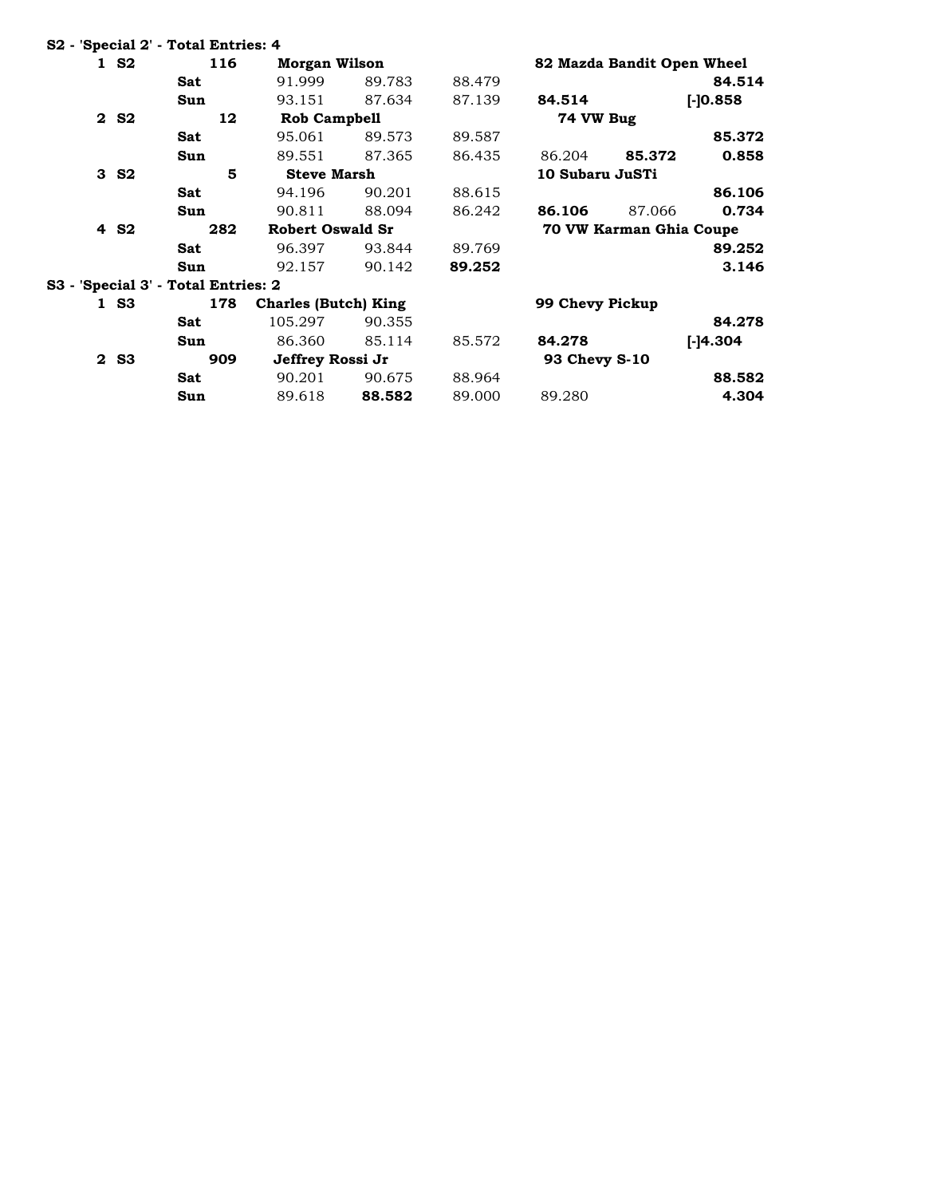**S2 - 'Special 2' - Total Entries: 4**

| Pos | Class | # | Driver / Day | Run 1 | Run 2 | Run 3 | Run 4 | Run 5 | Result |
|---|---|---|---|---|---|---|---|---|---|
| **1** | **S2** | **116** | **Morgan Wilson** | | | | **82 Mazda Bandit Open Wheel** | | |
| | | | **Sat** | 91.999 | 89.783 | 88.479 | | | **84.514** |
| | | | **Sun** | 93.151 | 87.634 | 87.139 | **84.514** | | **[-]0.858** |
| **2** | **S2** | **12** | **Rob Campbell** | | | | **74 VW Bug** | | |
| | | | **Sat** | 95.061 | 89.573 | 89.587 | | | **85.372** |
| | | | **Sun** | 89.551 | 87.365 | 86.435 | 86.204 | **85.372** | **0.858** |
| **3** | **S2** | **5** | **Steve Marsh** | | | | **10 Subaru JuSTi** | | |
| | | | **Sat** | 94.196 | 90.201 | 88.615 | | | **86.106** |
| | | | **Sun** | 90.811 | 88.094 | 86.242 | **86.106** | 87.066 | **0.734** |
| **4** | **S2** | **282** | **Robert Oswald Sr** | | | | **70 VW Karman Ghia Coupe** | | |
| | | | **Sat** | 96.397 | 93.844 | 89.769 | | | **89.252** |
| | | | **Sun** | 92.157 | 90.142 | **89.252** | | | **3.146** |

**S3 - 'Special 3' - Total Entries: 2**

| Pos | Class | # | Driver / Day | Run 1 | Run 2 | Run 3 | Run 4 | Run 5 | Result |
|---|---|---|---|---|---|---|---|---|---|
| **1** | **S3** | **178** | **Charles (Butch) King** | | | | **99 Chevy Pickup** | | |
| | | | **Sat** | 105.297 | 90.355 | | | | **84.278** |
| | | | **Sun** | 86.360 | 85.114 | 85.572 | **84.278** | | **[-]4.304** |
| **2** | **S3** | **909** | **Jeffrey Rossi Jr** | | | | **93 Chevy S-10** | | |
| | | | **Sat** | 90.201 | 90.675 | 88.964 | | | **88.582** |
| | | | **Sun** | 89.618 | **88.582** | 89.000 | 89.280 | | **4.304** |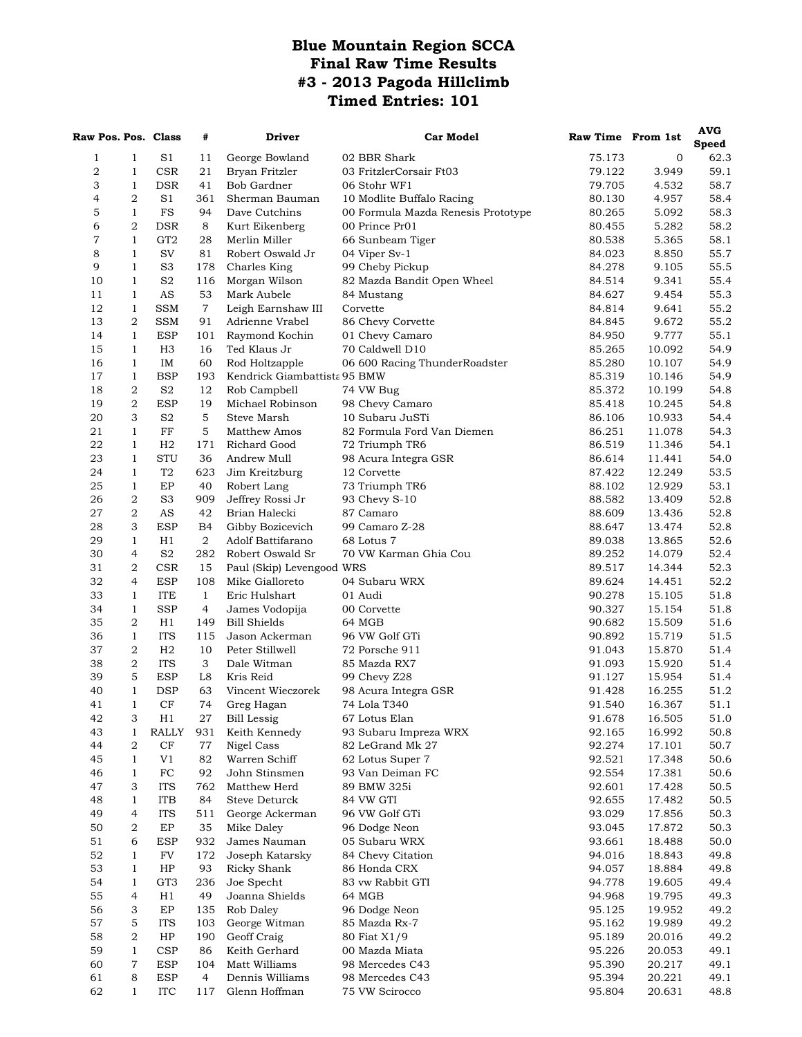# Blue Mountain Region SCCA
# Final Raw Time Results
# #3 - 2013 Pagoda Hillclimb
# Timed Entries: 101

| Raw Pos. | Pos. | Class | # | Driver | Car Model | Raw Time | From 1st | AVG Speed |
|---|---|---|---|---|---|---|---|---|
| 1 | 1 | S1 | 11 | George Bowland | 02 BBR Shark | 75.173 | 0 | 62.3 |
| 2 | 1 | CSR | 21 | Bryan Fritzler | 03 FritzlerCorsair Ft03 | 79.122 | 3.949 | 59.1 |
| 3 | 1 | DSR | 41 | Bob Gardner | 06 Stohr WF1 | 79.705 | 4.532 | 58.7 |
| 4 | 2 | S1 | 361 | Sherman Bauman | 10 Modlite Buffalo Racing | 80.130 | 4.957 | 58.4 |
| 5 | 1 | FS | 94 | Dave Cutchins | 00 Formula Mazda Renesis Prototype | 80.265 | 5.092 | 58.3 |
| 6 | 2 | DSR | 8 | Kurt Eikenberg | 00 Prince Pr01 | 80.455 | 5.282 | 58.2 |
| 7 | 1 | GT2 | 28 | Merlin Miller | 66 Sunbeam Tiger | 80.538 | 5.365 | 58.1 |
| 8 | 1 | SV | 81 | Robert Oswald Jr | 04 Viper Sv-1 | 84.023 | 8.850 | 55.7 |
| 9 | 1 | S3 | 178 | Charles King | 99 Cheby Pickup | 84.278 | 9.105 | 55.5 |
| 10 | 1 | S2 | 116 | Morgan Wilson | 82 Mazda Bandit Open Wheel | 84.514 | 9.341 | 55.4 |
| 11 | 1 | AS | 53 | Mark Aubele | 84 Mustang | 84.627 | 9.454 | 55.3 |
| 12 | 1 | SSM | 7 | Leigh Earnshaw III | Corvette | 84.814 | 9.641 | 55.2 |
| 13 | 2 | SSM | 91 | Adrienne Vrabel | 86 Chevy Corvette | 84.845 | 9.672 | 55.2 |
| 14 | 1 | ESP | 101 | Raymond Kochin | 01 Chevy Camaro | 84.950 | 9.777 | 55.1 |
| 15 | 1 | H3 | 16 | Ted Klaus Jr | 70 Caldwell D10 | 85.265 | 10.092 | 54.9 |
| 16 | 1 | IM | 60 | Rod Holtzapple | 06 600 Racing ThunderRoadster | 85.280 | 10.107 | 54.9 |
| 17 | 1 | BSP | 193 | Kendrick Giambattista | 95 BMW | 85.319 | 10.146 | 54.9 |
| 18 | 2 | S2 | 12 | Rob Campbell | 74 VW Bug | 85.372 | 10.199 | 54.8 |
| 19 | 2 | ESP | 19 | Michael Robinson | 98 Chevy Camaro | 85.418 | 10.245 | 54.8 |
| 20 | 3 | S2 | 5 | Steve Marsh | 10 Subaru JuSTi | 86.106 | 10.933 | 54.4 |
| 21 | 1 | FF | 5 | Matthew Amos | 82 Formula Ford Van Diemen | 86.251 | 11.078 | 54.3 |
| 22 | 1 | H2 | 171 | Richard Good | 72 Triumph TR6 | 86.519 | 11.346 | 54.1 |
| 23 | 1 | STU | 36 | Andrew Mull | 98 Acura Integra GSR | 86.614 | 11.441 | 54.0 |
| 24 | 1 | T2 | 623 | Jim Kreitzburg | 12 Corvette | 87.422 | 12.249 | 53.5 |
| 25 | 1 | EP | 40 | Robert Lang | 73 Triumph TR6 | 88.102 | 12.929 | 53.1 |
| 26 | 2 | S3 | 909 | Jeffrey Rossi Jr | 93 Chevy S-10 | 88.582 | 13.409 | 52.8 |
| 27 | 2 | AS | 42 | Brian Halecki | 87 Camaro | 88.609 | 13.436 | 52.8 |
| 28 | 3 | ESP | B4 | Gibby Bozicevich | 99 Camaro Z-28 | 88.647 | 13.474 | 52.8 |
| 29 | 1 | H1 | 2 | Adolf Battifarano | 68 Lotus 7 | 89.038 | 13.865 | 52.6 |
| 30 | 4 | S2 | 282 | Robert Oswald Sr | 70 VW Karman Ghia Cou | 89.252 | 14.079 | 52.4 |
| 31 | 2 | CSR | 15 | Paul (Skip) Levengood | WRS | 89.517 | 14.344 | 52.3 |
| 32 | 4 | ESP | 108 | Mike Gialloreto | 04 Subaru WRX | 89.624 | 14.451 | 52.2 |
| 33 | 1 | ITE | 1 | Eric Hulshart | 01 Audi | 90.278 | 15.105 | 51.8 |
| 34 | 1 | SSP | 4 | James Vodopija | 00 Corvette | 90.327 | 15.154 | 51.8 |
| 35 | 2 | H1 | 149 | Bill Shields | 64 MGB | 90.682 | 15.509 | 51.6 |
| 36 | 1 | ITS | 115 | Jason Ackerman | 96 VW Golf GTi | 90.892 | 15.719 | 51.5 |
| 37 | 2 | H2 | 10 | Peter Stillwell | 72 Porsche 911 | 91.043 | 15.870 | 51.4 |
| 38 | 2 | ITS | 3 | Dale Witman | 85 Mazda RX7 | 91.093 | 15.920 | 51.4 |
| 39 | 5 | ESP | L8 | Kris Reid | 99 Chevy Z28 | 91.127 | 15.954 | 51.4 |
| 40 | 1 | DSP | 63 | Vincent Wieczorek | 98 Acura Integra GSR | 91.428 | 16.255 | 51.2 |
| 41 | 1 | CF | 74 | Greg Hagan | 74 Lola T340 | 91.540 | 16.367 | 51.1 |
| 42 | 3 | H1 | 27 | Bill Lessig | 67 Lotus Elan | 91.678 | 16.505 | 51.0 |
| 43 | 1 | RALLY | 931 | Keith Kennedy | 93 Subaru Impreza WRX | 92.165 | 16.992 | 50.8 |
| 44 | 2 | CF | 77 | Nigel Cass | 82 LeGrand Mk 27 | 92.274 | 17.101 | 50.7 |
| 45 | 1 | V1 | 82 | Warren Schiff | 62 Lotus Super 7 | 92.521 | 17.348 | 50.6 |
| 46 | 1 | FC | 92 | John Stinsmen | 93 Van Deiman FC | 92.554 | 17.381 | 50.6 |
| 47 | 3 | ITS | 762 | Matthew Herd | 89 BMW 325i | 92.601 | 17.428 | 50.5 |
| 48 | 1 | ITB | 84 | Steve Deturck | 84 VW GTI | 92.655 | 17.482 | 50.5 |
| 49 | 4 | ITS | 511 | George Ackerman | 96 VW Golf GTi | 93.029 | 17.856 | 50.3 |
| 50 | 2 | EP | 35 | Mike Daley | 96 Dodge Neon | 93.045 | 17.872 | 50.3 |
| 51 | 6 | ESP | 932 | James Nauman | 05 Subaru WRX | 93.661 | 18.488 | 50.0 |
| 52 | 1 | FV | 172 | Joseph Katarsky | 84 Chevy Citation | 94.016 | 18.843 | 49.8 |
| 53 | 1 | HP | 93 | Ricky Shank | 86 Honda CRX | 94.057 | 18.884 | 49.8 |
| 54 | 1 | GT3 | 236 | Joe Specht | 83 vw Rabbit GTI | 94.778 | 19.605 | 49.4 |
| 55 | 4 | H1 | 49 | Joanna Shields | 64 MGB | 94.968 | 19.795 | 49.3 |
| 56 | 3 | EP | 135 | Rob Daley | 96 Dodge Neon | 95.125 | 19.952 | 49.2 |
| 57 | 5 | ITS | 103 | George Witman | 85 Mazda Rx-7 | 95.162 | 19.989 | 49.2 |
| 58 | 2 | HP | 190 | Geoff Craig | 80 Fiat X1/9 | 95.189 | 20.016 | 49.2 |
| 59 | 1 | CSP | 86 | Keith Gerhard | 00 Mazda Miata | 95.226 | 20.053 | 49.1 |
| 60 | 7 | ESP | 104 | Matt Williams | 98 Mercedes C43 | 95.390 | 20.217 | 49.1 |
| 61 | 8 | ESP | 4 | Dennis Williams | 98 Mercedes C43 | 95.394 | 20.221 | 49.1 |
| 62 | 1 | ITC | 117 | Glenn Hoffman | 75 VW Scirocco | 95.804 | 20.631 | 48.8 |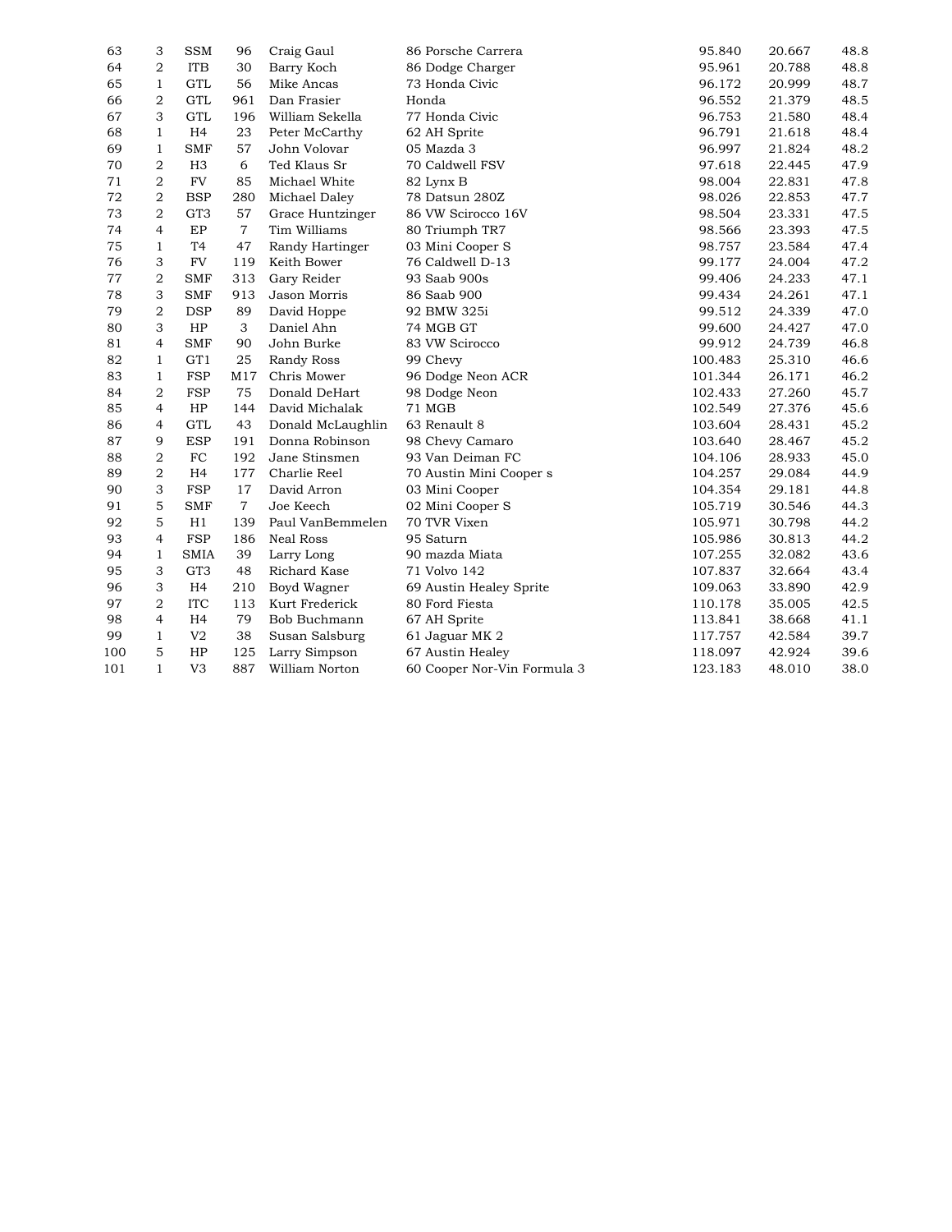| | | | | | | | | |
|---|---|---|---|---|---|---|---|---|
| 63 | 3 | SSM | 96 | Craig Gaul | 86 Porsche Carrera | 95.840 | 20.667 | 48.8 |
| 64 | 2 | ITB | 30 | Barry Koch | 86 Dodge Charger | 95.961 | 20.788 | 48.8 |
| 65 | 1 | GTL | 56 | Mike Ancas | 73 Honda Civic | 96.172 | 20.999 | 48.7 |
| 66 | 2 | GTL | 961 | Dan Frasier | Honda | 96.552 | 21.379 | 48.5 |
| 67 | 3 | GTL | 196 | William Sekella | 77 Honda Civic | 96.753 | 21.580 | 48.4 |
| 68 | 1 | H4 | 23 | Peter McCarthy | 62 AH Sprite | 96.791 | 21.618 | 48.4 |
| 69 | 1 | SMF | 57 | John Volovar | 05 Mazda 3 | 96.997 | 21.824 | 48.2 |
| 70 | 2 | H3 | 6 | Ted Klaus Sr | 70 Caldwell FSV | 97.618 | 22.445 | 47.9 |
| 71 | 2 | FV | 85 | Michael White | 82 Lynx B | 98.004 | 22.831 | 47.8 |
| 72 | 2 | BSP | 280 | Michael Daley | 78 Datsun 280Z | 98.026 | 22.853 | 47.7 |
| 73 | 2 | GT3 | 57 | Grace Huntzinger | 86 VW Scirocco 16V | 98.504 | 23.331 | 47.5 |
| 74 | 4 | EP | 7 | Tim Williams | 80 Triumph TR7 | 98.566 | 23.393 | 47.5 |
| 75 | 1 | T4 | 47 | Randy Hartinger | 03 Mini Cooper S | 98.757 | 23.584 | 47.4 |
| 76 | 3 | FV | 119 | Keith Bower | 76 Caldwell D-13 | 99.177 | 24.004 | 47.2 |
| 77 | 2 | SMF | 313 | Gary Reider | 93 Saab 900s | 99.406 | 24.233 | 47.1 |
| 78 | 3 | SMF | 913 | Jason Morris | 86 Saab 900 | 99.434 | 24.261 | 47.1 |
| 79 | 2 | DSP | 89 | David Hoppe | 92 BMW 325i | 99.512 | 24.339 | 47.0 |
| 80 | 3 | HP | 3 | Daniel Ahn | 74 MGB GT | 99.600 | 24.427 | 47.0 |
| 81 | 4 | SMF | 90 | John Burke | 83 VW Scirocco | 99.912 | 24.739 | 46.8 |
| 82 | 1 | GT1 | 25 | Randy Ross | 99 Chevy | 100.483 | 25.310 | 46.6 |
| 83 | 1 | FSP | M17 | Chris Mower | 96 Dodge Neon ACR | 101.344 | 26.171 | 46.2 |
| 84 | 2 | FSP | 75 | Donald DeHart | 98 Dodge Neon | 102.433 | 27.260 | 45.7 |
| 85 | 4 | HP | 144 | David Michalak | 71 MGB | 102.549 | 27.376 | 45.6 |
| 86 | 4 | GTL | 43 | Donald McLaughlin | 63 Renault 8 | 103.604 | 28.431 | 45.2 |
| 87 | 9 | ESP | 191 | Donna Robinson | 98 Chevy Camaro | 103.640 | 28.467 | 45.2 |
| 88 | 2 | FC | 192 | Jane Stinsmen | 93 Van Deiman FC | 104.106 | 28.933 | 45.0 |
| 89 | 2 | H4 | 177 | Charlie Reel | 70 Austin Mini Cooper s | 104.257 | 29.084 | 44.9 |
| 90 | 3 | FSP | 17 | David Arron | 03 Mini Cooper | 104.354 | 29.181 | 44.8 |
| 91 | 5 | SMF | 7 | Joe Keech | 02 Mini Cooper S | 105.719 | 30.546 | 44.3 |
| 92 | 5 | H1 | 139 | Paul VanBemmelen | 70 TVR Vixen | 105.971 | 30.798 | 44.2 |
| 93 | 4 | FSP | 186 | Neal Ross | 95 Saturn | 105.986 | 30.813 | 44.2 |
| 94 | 1 | SMIA | 39 | Larry Long | 90 mazda Miata | 107.255 | 32.082 | 43.6 |
| 95 | 3 | GT3 | 48 | Richard Kase | 71 Volvo 142 | 107.837 | 32.664 | 43.4 |
| 96 | 3 | H4 | 210 | Boyd Wagner | 69 Austin Healey Sprite | 109.063 | 33.890 | 42.9 |
| 97 | 2 | ITC | 113 | Kurt Frederick | 80 Ford Fiesta | 110.178 | 35.005 | 42.5 |
| 98 | 4 | H4 | 79 | Bob Buchmann | 67 AH Sprite | 113.841 | 38.668 | 41.1 |
| 99 | 1 | V2 | 38 | Susan Salsburg | 61 Jaguar MK 2 | 117.757 | 42.584 | 39.7 |
| 100 | 5 | HP | 125 | Larry Simpson | 67 Austin Healey | 118.097 | 42.924 | 39.6 |
| 101 | 1 | V3 | 887 | William Norton | 60 Cooper Nor-Vin Formula 3 | 123.183 | 48.010 | 38.0 |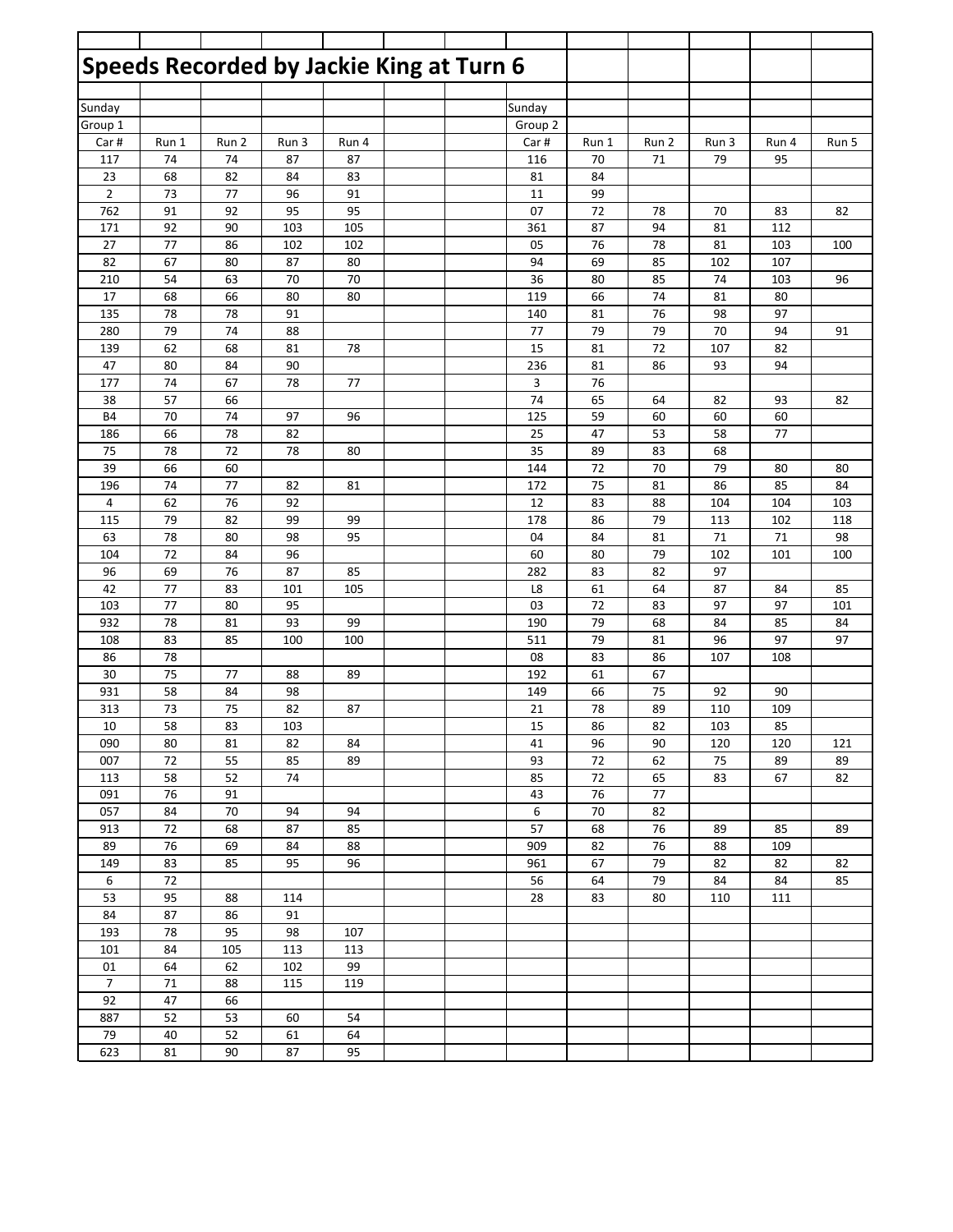# Speeds Recorded by Jackie King at Turn 6

| | | | | | | | | | | | | |
|---|---|---|---|---|---|---|---|---|---|---|---|---|
| Sunday | | | | | | | Sunday | | | | | |
| Group 1 | | | | | | | Group 2 | | | | | |
| Car # | Run 1 | Run 2 | Run 3 | Run 4 | | | Car # | Run 1 | Run 2 | Run 3 | Run 4 | Run 5 |
| 117 | 74 | 74 | 87 | 87 | | | 116 | 70 | 71 | 79 | 95 | |
| 23 | 68 | 82 | 84 | 83 | | | 81 | 84 | | | | |
| 2 | 73 | 77 | 96 | 91 | | | 11 | 99 | | | | |
| 762 | 91 | 92 | 95 | 95 | | | 07 | 72 | 78 | 70 | 83 | 82 |
| 171 | 92 | 90 | 103 | 105 | | | 361 | 87 | 94 | 81 | 112 | |
| 27 | 77 | 86 | 102 | 102 | | | 05 | 76 | 78 | 81 | 103 | 100 |
| 82 | 67 | 80 | 87 | 80 | | | 94 | 69 | 85 | 102 | 107 | |
| 210 | 54 | 63 | 70 | 70 | | | 36 | 80 | 85 | 74 | 103 | 96 |
| 17 | 68 | 66 | 80 | 80 | | | 119 | 66 | 74 | 81 | 80 | |
| 135 | 78 | 78 | 91 | | | | 140 | 81 | 76 | 98 | 97 | |
| 280 | 79 | 74 | 88 | | | | 77 | 79 | 79 | 70 | 94 | 91 |
| 139 | 62 | 68 | 81 | 78 | | | 15 | 81 | 72 | 107 | 82 | |
| 47 | 80 | 84 | 90 | | | | 236 | 81 | 86 | 93 | 94 | |
| 177 | 74 | 67 | 78 | 77 | | | 3 | 76 | | | | |
| 38 | 57 | 66 | | | | | 74 | 65 | 64 | 82 | 93 | 82 |
| B4 | 70 | 74 | 97 | 96 | | | 125 | 59 | 60 | 60 | 60 | |
| 186 | 66 | 78 | 82 | | | | 25 | 47 | 53 | 58 | 77 | |
| 75 | 78 | 72 | 78 | 80 | | | 35 | 89 | 83 | 68 | | |
| 39 | 66 | 60 | | | | | 144 | 72 | 70 | 79 | 80 | 80 |
| 196 | 74 | 77 | 82 | 81 | | | 172 | 75 | 81 | 86 | 85 | 84 |
| 4 | 62 | 76 | 92 | | | | 12 | 83 | 88 | 104 | 104 | 103 |
| 115 | 79 | 82 | 99 | 99 | | | 178 | 86 | 79 | 113 | 102 | 118 |
| 63 | 78 | 80 | 98 | 95 | | | 04 | 84 | 81 | 71 | 71 | 98 |
| 104 | 72 | 84 | 96 | | | | 60 | 80 | 79 | 102 | 101 | 100 |
| 96 | 69 | 76 | 87 | 85 | | | 282 | 83 | 82 | 97 | | |
| 42 | 77 | 83 | 101 | 105 | | | L8 | 61 | 64 | 87 | 84 | 85 |
| 103 | 77 | 80 | 95 | | | | 03 | 72 | 83 | 97 | 97 | 101 |
| 932 | 78 | 81 | 93 | 99 | | | 190 | 79 | 68 | 84 | 85 | 84 |
| 108 | 83 | 85 | 100 | 100 | | | 511 | 79 | 81 | 96 | 97 | 97 |
| 86 | 78 | | | | | | 08 | 83 | 86 | 107 | 108 | |
| 30 | 75 | 77 | 88 | 89 | | | 192 | 61 | 67 | | | |
| 931 | 58 | 84 | 98 | | | | 149 | 66 | 75 | 92 | 90 | |
| 313 | 73 | 75 | 82 | 87 | | | 21 | 78 | 89 | 110 | 109 | |
| 10 | 58 | 83 | 103 | | | | 15 | 86 | 82 | 103 | 85 | |
| 090 | 80 | 81 | 82 | 84 | | | 41 | 96 | 90 | 120 | 120 | 121 |
| 007 | 72 | 55 | 85 | 89 | | | 93 | 72 | 62 | 75 | 89 | 89 |
| 113 | 58 | 52 | 74 | | | | 85 | 72 | 65 | 83 | 67 | 82 |
| 091 | 76 | 91 | | | | | 43 | 76 | 77 | | | |
| 057 | 84 | 70 | 94 | 94 | | | 6 | 70 | 82 | | | |
| 913 | 72 | 68 | 87 | 85 | | | 57 | 68 | 76 | 89 | 85 | 89 |
| 89 | 76 | 69 | 84 | 88 | | | 909 | 82 | 76 | 88 | 109 | |
| 149 | 83 | 85 | 95 | 96 | | | 961 | 67 | 79 | 82 | 82 | 82 |
| 6 | 72 | | | | | | 56 | 64 | 79 | 84 | 84 | 85 |
| 53 | 95 | 88 | 114 | | | | 28 | 83 | 80 | 110 | 111 | |
| 84 | 87 | 86 | 91 | | | | | | | | | |
| 193 | 78 | 95 | 98 | 107 | | | | | | | | |
| 101 | 84 | 105 | 113 | 113 | | | | | | | | |
| 01 | 64 | 62 | 102 | 99 | | | | | | | | |
| 7 | 71 | 88 | 115 | 119 | | | | | | | | |
| 92 | 47 | 66 | | | | | | | | | | |
| 887 | 52 | 53 | 60 | 54 | | | | | | | | |
| 79 | 40 | 52 | 61 | 64 | | | | | | | | |
| 623 | 81 | 90 | 87 | 95 | | | | | | | | |